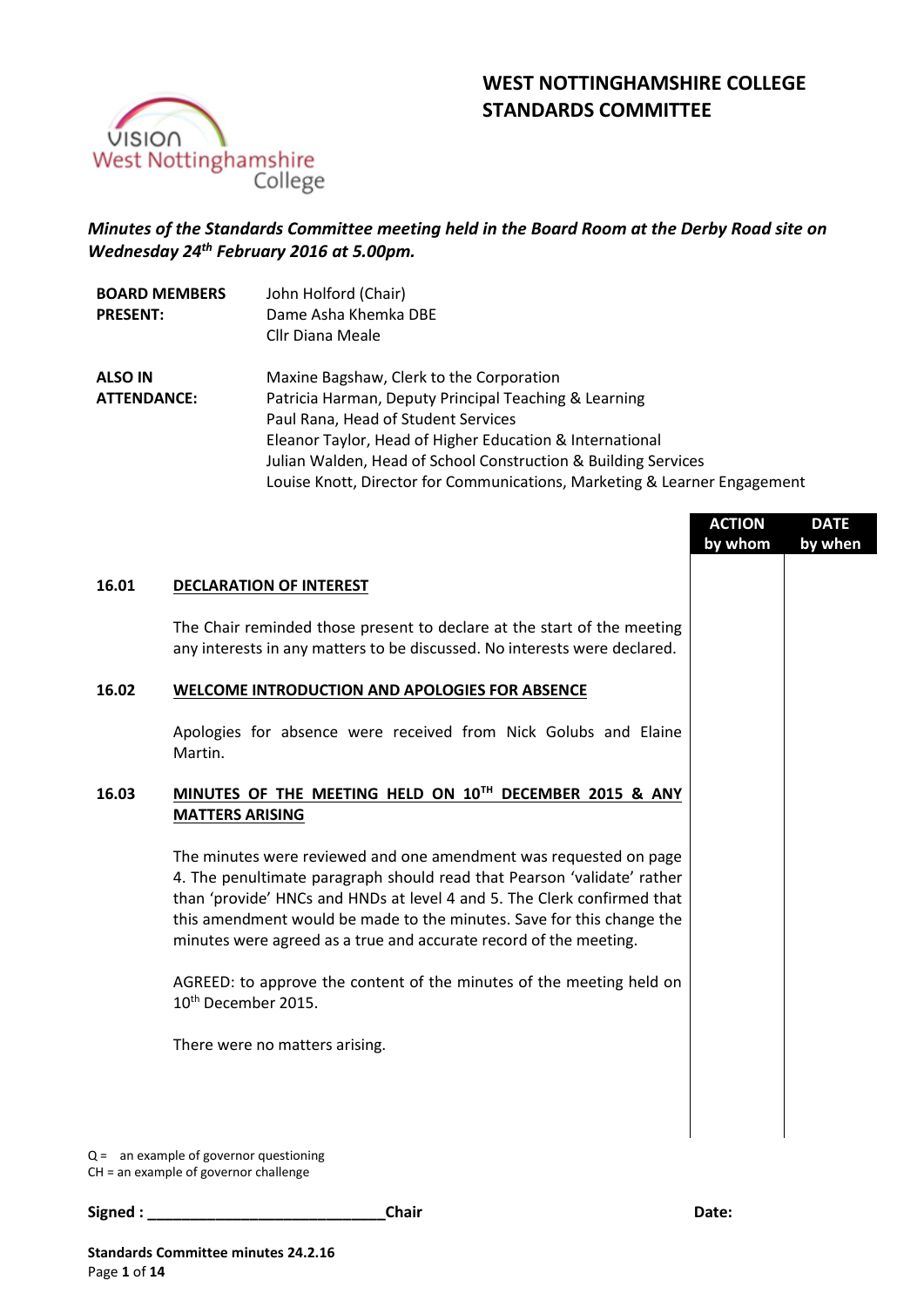# WEST NOTTINGHAMSHIRE COLLEGE STANDARDS COMMITTEE

*Minutes of the Standards Committee meeting held in the Board Room at the Derby Road site on Wednesday 24th February 2016 at 5.00pm.*

| | |
|---|---|
| **BOARD MEMBERS PRESENT:** | John Holford (Chair)<br>Dame Asha Khemka DBE<br>Cllr Diana Meale |
| **ALSO IN ATTENDANCE:** | Maxine Bagshaw, Clerk to the Corporation<br>Patricia Harman, Deputy Principal Teaching & Learning<br>Paul Rana, Head of Student Services<br>Eleanor Taylor, Head of Higher Education & International<br>Julian Walden, Head of School Construction & Building Services<br>Louise Knott, Director for Communications, Marketing & Learner Engagement |

| | | ACTION by whom | DATE by when |
|---|---|---|---|
| **16.01** | **DECLARATION OF INTEREST**<br><br>The Chair reminded those present to declare at the start of the meeting any interests in any matters to be discussed. No interests were declared. | | |
| **16.02** | **WELCOME INTRODUCTION AND APOLOGIES FOR ABSENCE**<br><br>Apologies for absence were received from Nick Golubs and Elaine Martin. | | |
| **16.03** | **MINUTES OF THE MEETING HELD ON 10TH DECEMBER 2015 & ANY MATTERS ARISING**<br><br>The minutes were reviewed and one amendment was requested on page 4. The penultimate paragraph should read that Pearson 'validate' rather than 'provide' HNCs and HNDs at level 4 and 5. The Clerk confirmed that this amendment would be made to the minutes. Save for this change the minutes were agreed as a true and accurate record of the meeting.<br><br>AGREED: to approve the content of the minutes of the meeting held on 10th December 2015.<br><br>There were no matters arising. | | |

Q = an example of governor questioning
CH = an example of governor challenge

**Signed : ___________________________Chair** **Date:**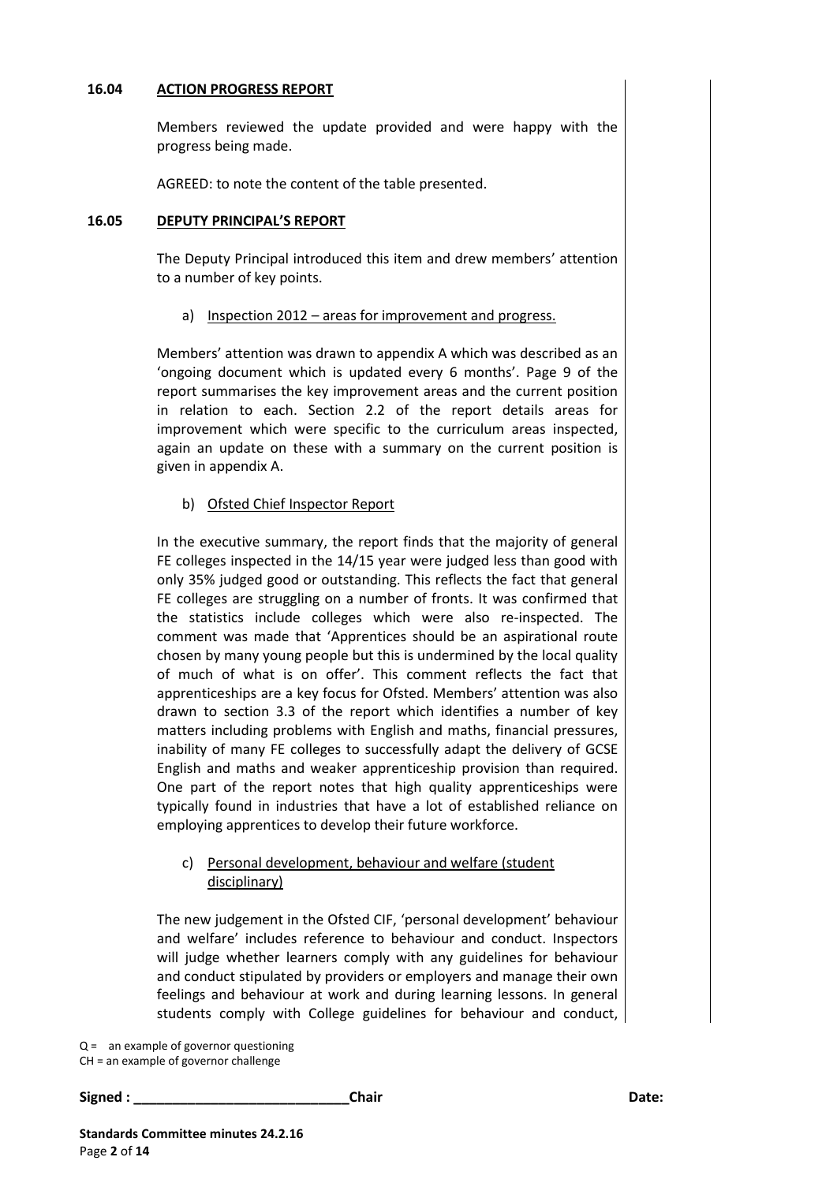**16.04 ACTION PROGRESS REPORT**

Members reviewed the update provided and were happy with the progress being made.

AGREED: to note the content of the table presented.

**16.05 DEPUTY PRINCIPAL'S REPORT**

The Deputy Principal introduced this item and drew members' attention to a number of key points.

a) Inspection 2012 – areas for improvement and progress.

Members' attention was drawn to appendix A which was described as an 'ongoing document which is updated every 6 months'. Page 9 of the report summarises the key improvement areas and the current position in relation to each. Section 2.2 of the report details areas for improvement which were specific to the curriculum areas inspected, again an update on these with a summary on the current position is given in appendix A.

b) Ofsted Chief Inspector Report

In the executive summary, the report finds that the majority of general FE colleges inspected in the 14/15 year were judged less than good with only 35% judged good or outstanding. This reflects the fact that general FE colleges are struggling on a number of fronts. It was confirmed that the statistics include colleges which were also re-inspected. The comment was made that 'Apprentices should be an aspirational route chosen by many young people but this is undermined by the local quality of much of what is on offer'. This comment reflects the fact that apprenticeships are a key focus for Ofsted. Members' attention was also drawn to section 3.3 of the report which identifies a number of key matters including problems with English and maths, financial pressures, inability of many FE colleges to successfully adapt the delivery of GCSE English and maths and weaker apprenticeship provision than required. One part of the report notes that high quality apprenticeships were typically found in industries that have a lot of established reliance on employing apprentices to develop their future workforce.

c) Personal development, behaviour and welfare (student disciplinary)

The new judgement in the Ofsted CIF, 'personal development' behaviour and welfare' includes reference to behaviour and conduct. Inspectors will judge whether learners comply with any guidelines for behaviour and conduct stipulated by providers or employers and manage their own feelings and behaviour at work and during learning lessons. In general students comply with College guidelines for behaviour and conduct,

Q = an example of governor questioning
CH = an example of governor challenge

**Signed : \_\_\_\_\_\_\_\_\_\_\_\_\_\_\_\_\_\_\_\_\_\_\_\_\_\_\_\_Chair** **Date:**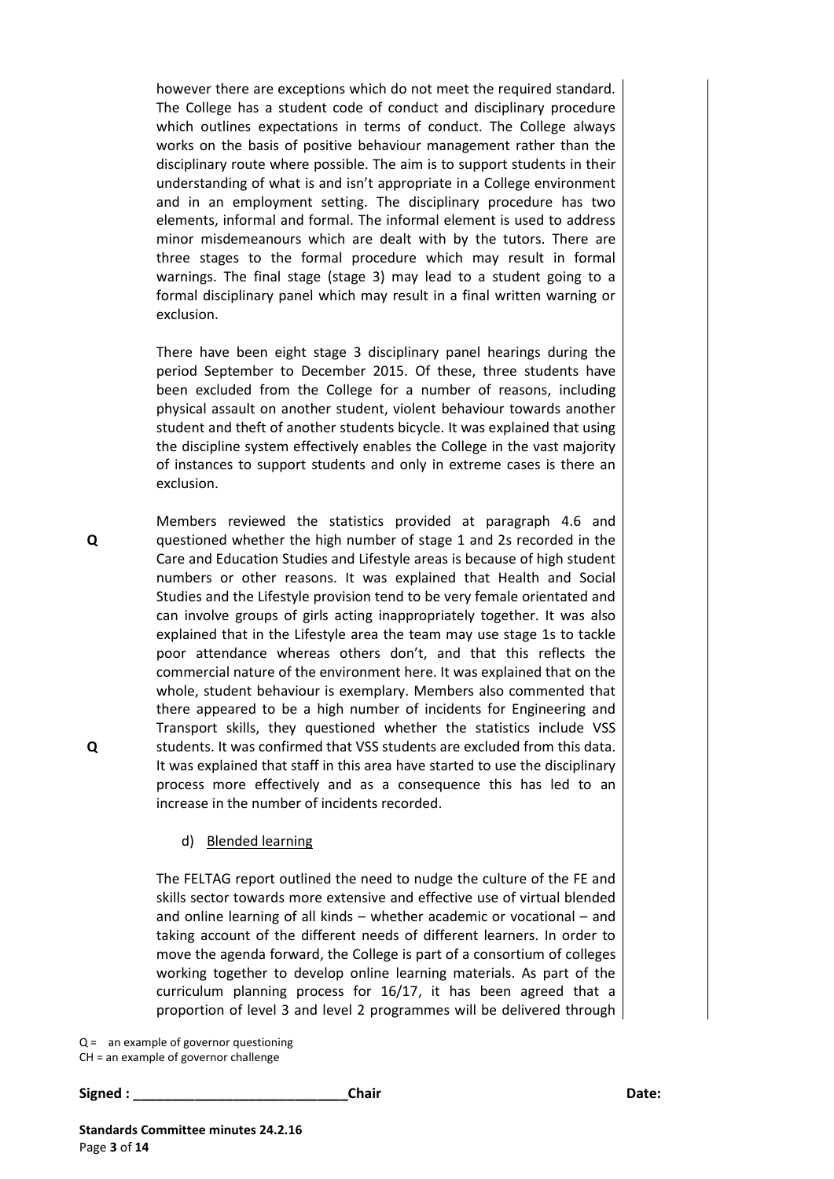however there are exceptions which do not meet the required standard. The College has a student code of conduct and disciplinary procedure which outlines expectations in terms of conduct. The College always works on the basis of positive behaviour management rather than the disciplinary route where possible. The aim is to support students in their understanding of what is and isn't appropriate in a College environment and in an employment setting. The disciplinary procedure has two elements, informal and formal. The informal element is used to address minor misdemeanours which are dealt with by the tutors. There are three stages to the formal procedure which may result in formal warnings. The final stage (stage 3) may lead to a student going to a formal disciplinary panel which may result in a final written warning or exclusion.

There have been eight stage 3 disciplinary panel hearings during the period September to December 2015. Of these, three students have been excluded from the College for a number of reasons, including physical assault on another student, violent behaviour towards another student and theft of another students bicycle. It was explained that using the discipline system effectively enables the College in the vast majority of instances to support students and only in extreme cases is there an exclusion.

**Q** Members reviewed the statistics provided at paragraph 4.6 and questioned whether the high number of stage 1 and 2s recorded in the Care and Education Studies and Lifestyle areas is because of high student numbers or other reasons. It was explained that Health and Social Studies and the Lifestyle provision tend to be very female orientated and can involve groups of girls acting inappropriately together. It was also explained that in the Lifestyle area the team may use stage 1s to tackle poor attendance whereas others don't, and that this reflects the commercial nature of the environment here. It was explained that on the whole, student behaviour is exemplary. Members also commented that there appeared to be a high number of incidents for Engineering and Transport skills, they questioned whether the statistics include VSS

**Q** students. It was confirmed that VSS students are excluded from this data. It was explained that staff in this area have started to use the disciplinary process more effectively and as a consequence this has led to an increase in the number of incidents recorded.

d) Blended learning

The FELTAG report outlined the need to nudge the culture of the FE and skills sector towards more extensive and effective use of virtual blended and online learning of all kinds – whether academic or vocational – and taking account of the different needs of different learners. In order to move the agenda forward, the College is part of a consortium of colleges working together to develop online learning materials. As part of the curriculum planning process for 16/17, it has been agreed that a proportion of level 3 and level 2 programmes will be delivered through

Q = an example of governor questioning
CH = an example of governor challenge

**Signed : ____________________________Chair** **Date:**

**Standards Committee minutes 24.2.16**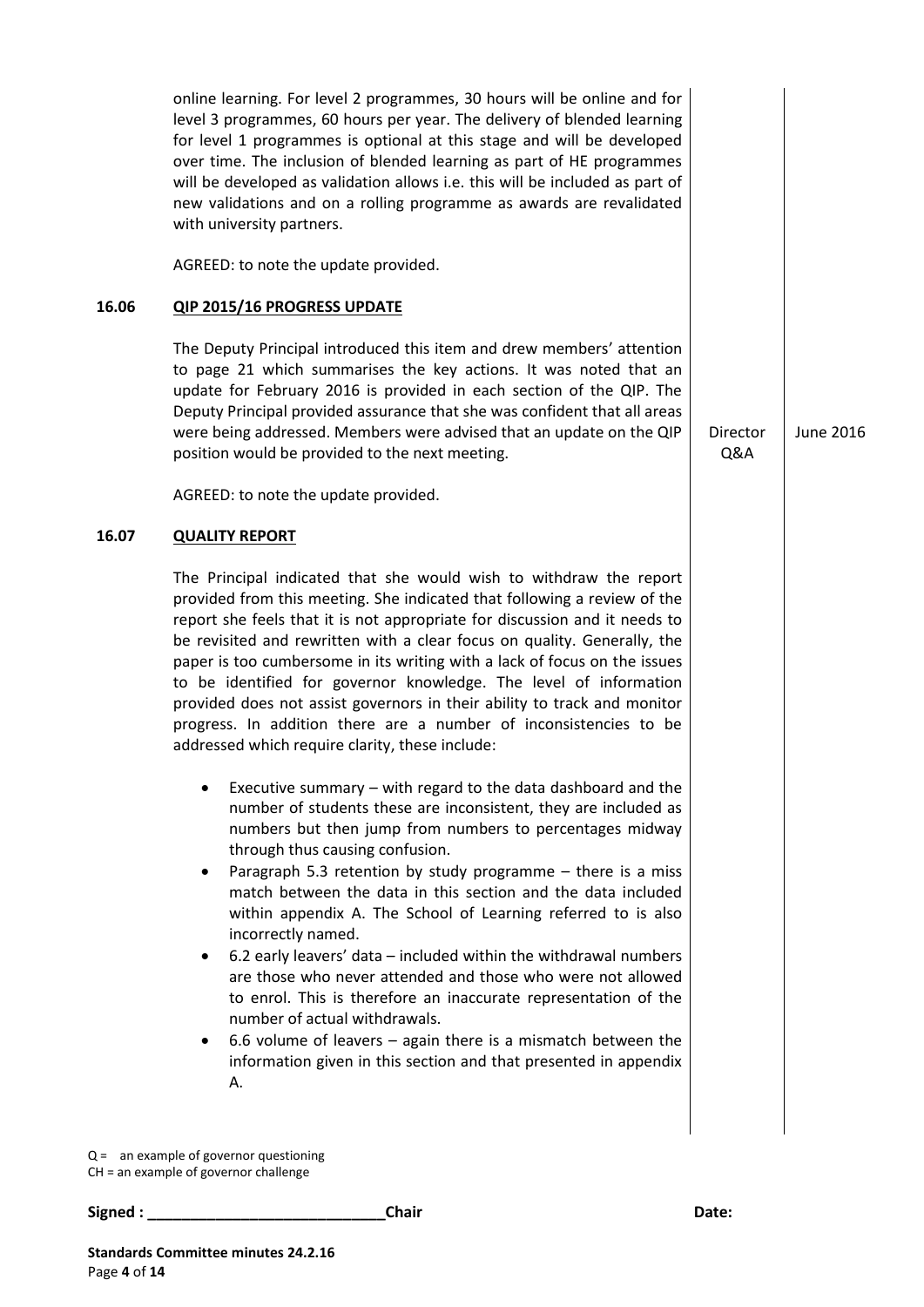online learning. For level 2 programmes, 30 hours will be online and for level 3 programmes, 60 hours per year. The delivery of blended learning for level 1 programmes is optional at this stage and will be developed over time. The inclusion of blended learning as part of HE programmes will be developed as validation allows i.e. this will be included as part of new validations and on a rolling programme as awards are revalidated with university partners.

AGREED: to note the update provided.

**16.06 QIP 2015/16 PROGRESS UPDATE**

The Deputy Principal introduced this item and drew members' attention to page 21 which summarises the key actions. It was noted that an update for February 2016 is provided in each section of the QIP. The Deputy Principal provided assurance that she was confident that all areas were being addressed. Members were advised that an update on the QIP position would be provided to the next meeting. — Director Q&A — June 2016

AGREED: to note the update provided.

**16.07 QUALITY REPORT**

The Principal indicated that she would wish to withdraw the report provided from this meeting. She indicated that following a review of the report she feels that it is not appropriate for discussion and it needs to be revisited and rewritten with a clear focus on quality. Generally, the paper is too cumbersome in its writing with a lack of focus on the issues to be identified for governor knowledge. The level of information provided does not assist governors in their ability to track and monitor progress. In addition there are a number of inconsistencies to be addressed which require clarity, these include:

- Executive summary – with regard to the data dashboard and the number of students these are inconsistent, they are included as numbers but then jump from numbers to percentages midway through thus causing confusion.
- Paragraph 5.3 retention by study programme – there is a miss match between the data in this section and the data included within appendix A. The School of Learning referred to is also incorrectly named.
- 6.2 early leavers' data – included within the withdrawal numbers are those who never attended and those who were not allowed to enrol. This is therefore an inaccurate representation of the number of actual withdrawals.
- 6.6 volume of leavers – again there is a mismatch between the information given in this section and that presented in appendix A.

Q = an example of governor questioning
CH = an example of governor challenge

**Signed : ____________________________Chair** **Date:**

**Standards Committee minutes 24.2.16**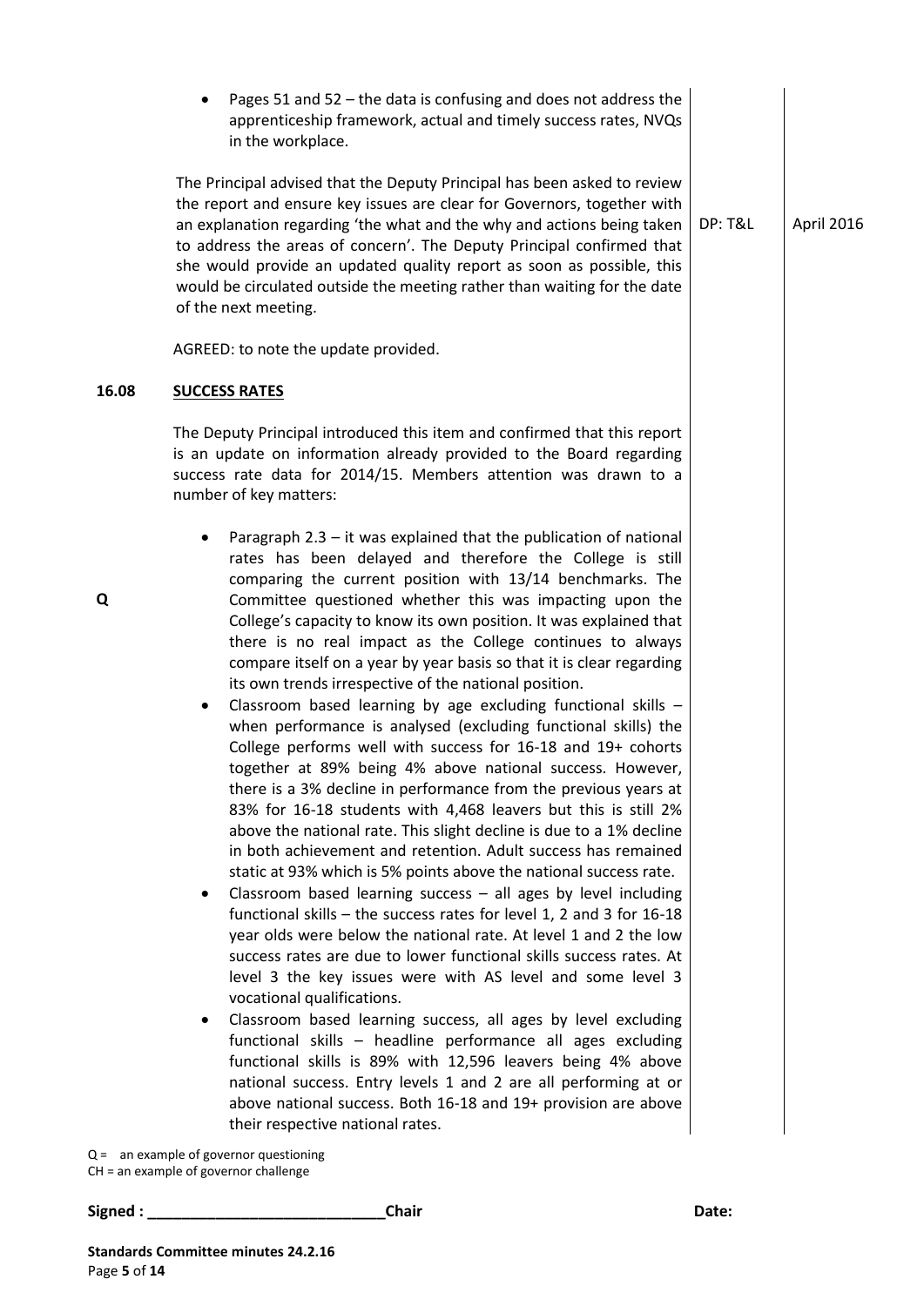- Pages 51 and 52 – the data is confusing and does not address the apprenticeship framework, actual and timely success rates, NVQs in the workplace.

The Principal advised that the Deputy Principal has been asked to review the report and ensure key issues are clear for Governors, together with an explanation regarding 'the what and the why and actions being taken to address the areas of concern'. The Deputy Principal confirmed that she would provide an updated quality report as soon as possible, this would be circulated outside the meeting rather than waiting for the date of the next meeting. — **DP: T&L** — **April 2016**

AGREED: to note the update provided.

## 16.08 SUCCESS RATES

The Deputy Principal introduced this item and confirmed that this report is an update on information already provided to the Board regarding success rate data for 2014/15. Members attention was drawn to a number of key matters:

- **Q** Paragraph 2.3 – it was explained that the publication of national rates has been delayed and therefore the College is still comparing the current position with 13/14 benchmarks. The Committee questioned whether this was impacting upon the College's capacity to know its own position. It was explained that there is no real impact as the College continues to always compare itself on a year by year basis so that it is clear regarding its own trends irrespective of the national position.
- Classroom based learning by age excluding functional skills – when performance is analysed (excluding functional skills) the College performs well with success for 16-18 and 19+ cohorts together at 89% being 4% above national success. However, there is a 3% decline in performance from the previous years at 83% for 16-18 students with 4,468 leavers but this is still 2% above the national rate. This slight decline is due to a 1% decline in both achievement and retention. Adult success has remained static at 93% which is 5% points above the national success rate.
- Classroom based learning success – all ages by level including functional skills – the success rates for level 1, 2 and 3 for 16-18 year olds were below the national rate. At level 1 and 2 the low success rates are due to lower functional skills success rates. At level 3 the key issues were with AS level and some level 3 vocational qualifications.
- Classroom based learning success, all ages by level excluding functional skills – headline performance all ages excluding functional skills is 89% with 12,596 leavers being 4% above national success. Entry levels 1 and 2 are all performing at or above national success. Both 16-18 and 19+ provision are above their respective national rates.

Q = an example of governor questioning
CH = an example of governor challenge

**Signed : ____________________________Chair** **Date:**

**Standards Committee minutes 24.2.16**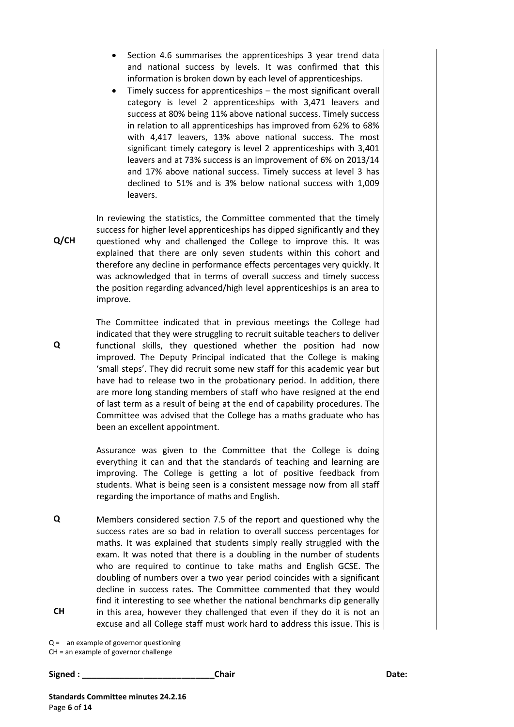- Section 4.6 summarises the apprenticeships 3 year trend data and national success by levels. It was confirmed that this information is broken down by each level of apprenticeships.
- Timely success for apprenticeships – the most significant overall category is level 2 apprenticeships with 3,471 leavers and success at 80% being 11% above national success. Timely success in relation to all apprenticeships has improved from 62% to 68% with 4,417 leavers, 13% above national success. The most significant timely category is level 2 apprenticeships with 3,401 leavers and at 73% success is an improvement of 6% on 2013/14 and 17% above national success. Timely success at level 3 has declined to 51% and is 3% below national success with 1,009 leavers.

**Q/CH** In reviewing the statistics, the Committee commented that the timely success for higher level apprenticeships has dipped significantly and they questioned why and challenged the College to improve this. It was explained that there are only seven students within this cohort and therefore any decline in performance effects percentages very quickly. It was acknowledged that in terms of overall success and timely success the position regarding advanced/high level apprenticeships is an area to improve.

**Q** The Committee indicated that in previous meetings the College had indicated that they were struggling to recruit suitable teachers to deliver functional skills, they questioned whether the position had now improved. The Deputy Principal indicated that the College is making 'small steps'. They did recruit some new staff for this academic year but have had to release two in the probationary period. In addition, there are more long standing members of staff who have resigned at the end of last term as a result of being at the end of capability procedures. The Committee was advised that the College has a maths graduate who has been an excellent appointment.

Assurance was given to the Committee that the College is doing everything it can and that the standards of teaching and learning are improving. The College is getting a lot of positive feedback from students. What is being seen is a consistent message now from all staff regarding the importance of maths and English.

**Q** Members considered section 7.5 of the report and questioned why the success rates are so bad in relation to overall success percentages for maths. It was explained that students simply really struggled with the exam. It was noted that there is a doubling in the number of students who are required to continue to take maths and English GCSE. The doubling of numbers over a two year period coincides with a significant decline in success rates. The Committee commented that they would find it interesting to see whether the national benchmarks dip generally

**CH** in this area, however they challenged that even if they do it is not an excuse and all College staff must work hard to address this issue. This is

Q = an example of governor questioning
CH = an example of governor challenge

**Signed : \_\_\_\_\_\_\_\_\_\_\_\_\_\_\_\_\_\_\_\_\_\_\_\_\_\_\_\_Chair** **Date:**

**Standards Committee minutes 24.2.16**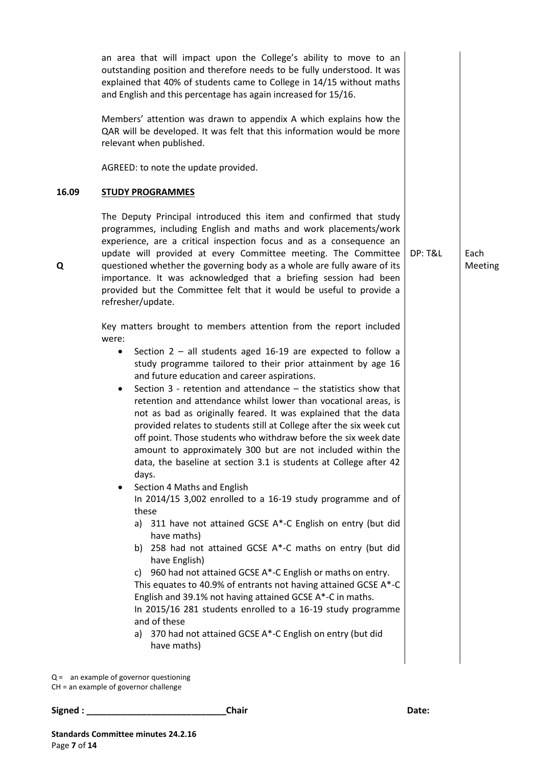an area that will impact upon the College's ability to move to an outstanding position and therefore needs to be fully understood. It was explained that 40% of students came to College in 14/15 without maths and English and this percentage has again increased for 15/16.

Members' attention was drawn to appendix A which explains how the QAR will be developed. It was felt that this information would be more relevant when published.

AGREED: to note the update provided.

**16.09 STUDY PROGRAMMES**

| | | | |
|---|---|---|---|
| Q | The Deputy Principal introduced this item and confirmed that study programmes, including English and maths and work placements/work experience, are a critical inspection focus and as a consequence an update will provided at every Committee meeting. The Committee questioned whether the governing body as a whole are fully aware of its importance. It was acknowledged that a briefing session had been provided but the Committee felt that it would be useful to provide a refresher/update. | DP: T&L | Each Meeting |

Key matters brought to members attention from the report included were:

- Section 2 – all students aged 16-19 are expected to follow a study programme tailored to their prior attainment by age 16 and future education and career aspirations.
- Section 3 - retention and attendance – the statistics show that retention and attendance whilst lower than vocational areas, is not as bad as originally feared. It was explained that the data provided relates to students still at College after the six week cut off point. Those students who withdraw before the six week date amount to approximately 300 but are not included within the data, the baseline at section 3.1 is students at College after 42 days.
- Section 4 Maths and English
  In 2014/15 3,002 enrolled to a 16-19 study programme and of these
  a) 311 have not attained GCSE A*-C English on entry (but did have maths)
  b) 258 had not attained GCSE A*-C maths on entry (but did have English)
  c) 960 had not attained GCSE A*-C English or maths on entry.
  This equates to 40.9% of entrants not having attained GCSE A*-C English and 39.1% not having attained GCSE A*-C in maths.
  In 2015/16 281 students enrolled to a 16-19 study programme and of these
  a) 370 had not attained GCSE A*-C English on entry (but did have maths)

Q = an example of governor questioning
CH = an example of governor challenge

**Signed : ___________________________Chair** **Date:**

**Standards Committee minutes 24.2.16**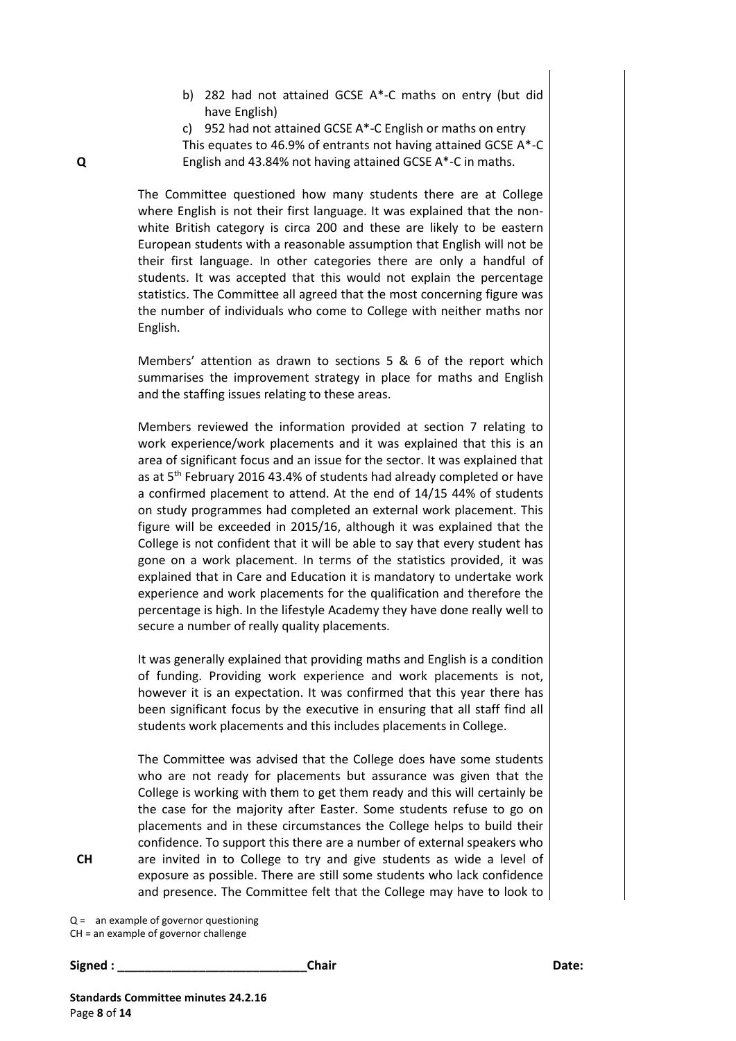b) 282 had not attained GCSE A*-C maths on entry (but did have English)

c) 952 had not attained GCSE A*-C English or maths on entry

This equates to 46.9% of entrants not having attained GCSE A*-C English and 43.84% not having attained GCSE A*-C in maths.

**Q**

The Committee questioned how many students there are at College where English is not their first language. It was explained that the non-white British category is circa 200 and these are likely to be eastern European students with a reasonable assumption that English will not be their first language. In other categories there are only a handful of students. It was accepted that this would not explain the percentage statistics. The Committee all agreed that the most concerning figure was the number of individuals who come to College with neither maths nor English.

Members' attention as drawn to sections 5 & 6 of the report which summarises the improvement strategy in place for maths and English and the staffing issues relating to these areas.

Members reviewed the information provided at section 7 relating to work experience/work placements and it was explained that this is an area of significant focus and an issue for the sector. It was explained that as at 5th February 2016 43.4% of students had already completed or have a confirmed placement to attend. At the end of 14/15 44% of students on study programmes had completed an external work placement. This figure will be exceeded in 2015/16, although it was explained that the College is not confident that it will be able to say that every student has gone on a work placement. In terms of the statistics provided, it was explained that in Care and Education it is mandatory to undertake work experience and work placements for the qualification and therefore the percentage is high. In the lifestyle Academy they have done really well to secure a number of really quality placements.

It was generally explained that providing maths and English is a condition of funding. Providing work experience and work placements is not, however it is an expectation. It was confirmed that this year there has been significant focus by the executive in ensuring that all staff find all students work placements and this includes placements in College.

**CH**

The Committee was advised that the College does have some students who are not ready for placements but assurance was given that the College is working with them to get them ready and this will certainly be the case for the majority after Easter. Some students refuse to go on placements and in these circumstances the College helps to build their confidence. To support this there are a number of external speakers who are invited in to College to try and give students as wide a level of exposure as possible. There are still some students who lack confidence and presence. The Committee felt that the College may have to look to

Q = an example of governor questioning
CH = an example of governor challenge

**Signed : ____________________________Chair** **Date:**

**Standards Committee minutes 24.2.16**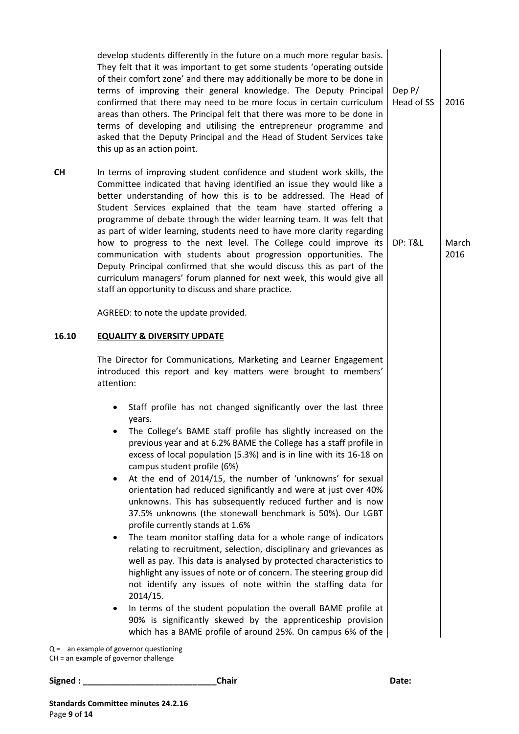| | | | |
|---|---|---|---|
| | develop students differently in the future on a much more regular basis. They felt that it was important to get some students 'operating outside of their comfort zone' and there may additionally be more to be done in terms of improving their general knowledge. The Deputy Principal confirmed that there may need to be more focus in certain curriculum areas than others. The Principal felt that there was more to be done in terms of developing and utilising the entrepreneur programme and asked that the Deputy Principal and the Head of Student Services take this up as an action point. | Dep P/ Head of SS | 2016 |
| **CH** | In terms of improving student confidence and student work skills, the Committee indicated that having identified an issue they would like a better understanding of how this is to be addressed. The Head of Student Services explained that the team have started offering a programme of debate through the wider learning team. It was felt that as part of wider learning, students need to have more clarity regarding how to progress to the next level. The College could improve its communication with students about progression opportunities. The Deputy Principal confirmed that she would discuss this as part of the curriculum managers' forum planned for next week, this would give all staff an opportunity to discuss and share practice. | DP: T&L | March 2016 |
| | AGREED: to note the update provided. | | |
| **16.10** | **EQUALITY & DIVERSITY UPDATE** | | |
| | The Director for Communications, Marketing and Learner Engagement introduced this report and key matters were brought to members' attention:<br><br>• Staff profile has not changed significantly over the last three years.<br>• The College's BAME staff profile has slightly increased on the previous year and at 6.2% BAME the College has a staff profile in excess of local population (5.3%) and is in line with its 16-18 on campus student profile (6%)<br>• At the end of 2014/15, the number of 'unknowns' for sexual orientation had reduced significantly and were at just over 40% unknowns. This has subsequently reduced further and is now 37.5% unknowns (the stonewall benchmark is 50%). Our LGBT profile currently stands at 1.6%<br>• The team monitor staffing data for a whole range of indicators relating to recruitment, selection, disciplinary and grievances as well as pay. This data is analysed by protected characteristics to highlight any issues of note or of concern. The steering group did not identify any issues of note within the staffing data for 2014/15.<br>• In terms of the student population the overall BAME profile at 90% is significantly skewed by the apprenticeship provision which has a BAME profile of around 25%. On campus 6% of the | | |

Q = an example of governor questioning
CH = an example of governor challenge

**Signed : \_\_\_\_\_\_\_\_\_\_\_\_\_\_\_\_\_\_\_\_\_\_\_\_\_\_\_Chair** **Date:**

**Standards Committee minutes 24.2.16**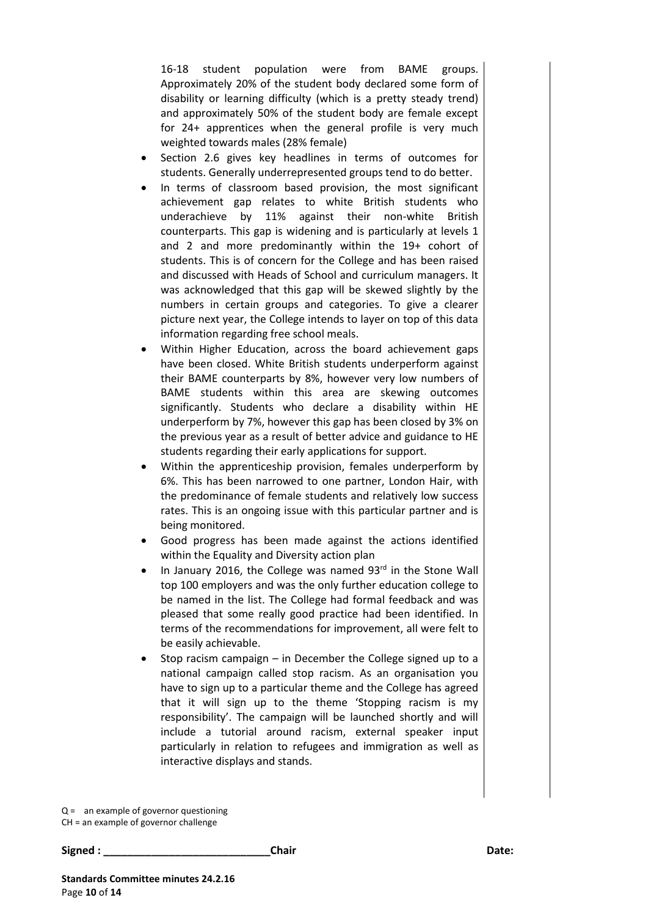16-18 student population were from BAME groups. Approximately 20% of the student body declared some form of disability or learning difficulty (which is a pretty steady trend) and approximately 50% of the student body are female except for 24+ apprentices when the general profile is very much weighted towards males (28% female)

- Section 2.6 gives key headlines in terms of outcomes for students. Generally underrepresented groups tend to do better.
- In terms of classroom based provision, the most significant achievement gap relates to white British students who underachieve by 11% against their non-white British counterparts. This gap is widening and is particularly at levels 1 and 2 and more predominantly within the 19+ cohort of students. This is of concern for the College and has been raised and discussed with Heads of School and curriculum managers. It was acknowledged that this gap will be skewed slightly by the numbers in certain groups and categories. To give a clearer picture next year, the College intends to layer on top of this data information regarding free school meals.
- Within Higher Education, across the board achievement gaps have been closed. White British students underperform against their BAME counterparts by 8%, however very low numbers of BAME students within this area are skewing outcomes significantly. Students who declare a disability within HE underperform by 7%, however this gap has been closed by 3% on the previous year as a result of better advice and guidance to HE students regarding their early applications for support.
- Within the apprenticeship provision, females underperform by 6%. This has been narrowed to one partner, London Hair, with the predominance of female students and relatively low success rates. This is an ongoing issue with this particular partner and is being monitored.
- Good progress has been made against the actions identified within the Equality and Diversity action plan
- In January 2016, the College was named 93rd in the Stone Wall top 100 employers and was the only further education college to be named in the list. The College had formal feedback and was pleased that some really good practice had been identified. In terms of the recommendations for improvement, all were felt to be easily achievable.
- Stop racism campaign – in December the College signed up to a national campaign called stop racism. As an organisation you have to sign up to a particular theme and the College has agreed that it will sign up to the theme 'Stopping racism is my responsibility'. The campaign will be launched shortly and will include a tutorial around racism, external speaker input particularly in relation to refugees and immigration as well as interactive displays and stands.

Q = an example of governor questioning
CH = an example of governor challenge

**Signed : ____________________________Chair** **Date:**

**Standards Committee minutes 24.2.16**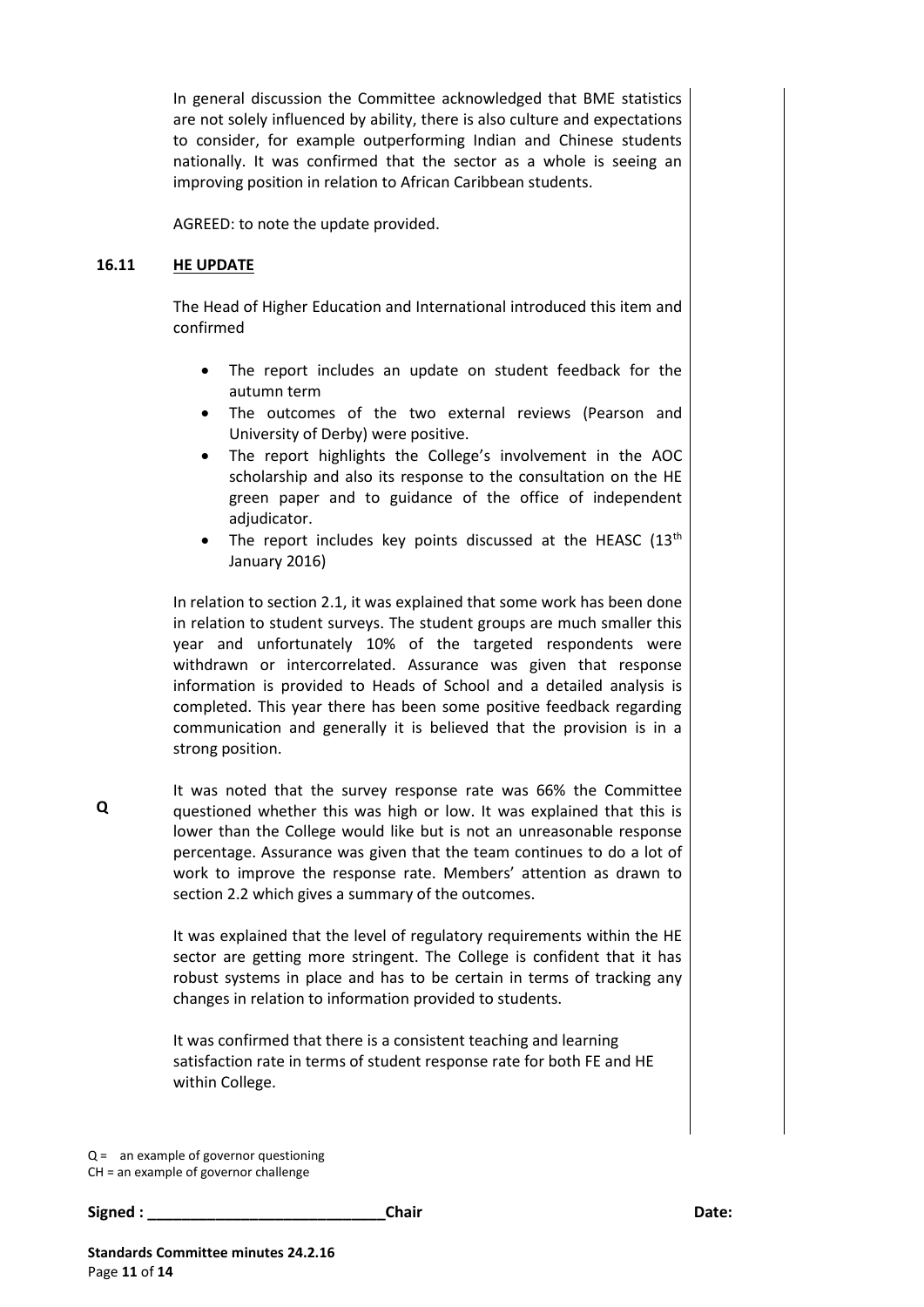In general discussion the Committee acknowledged that BME statistics are not solely influenced by ability, there is also culture and expectations to consider, for example outperforming Indian and Chinese students nationally. It was confirmed that the sector as a whole is seeing an improving position in relation to African Caribbean students.

AGREED: to note the update provided.

## 16.11 HE UPDATE

The Head of Higher Education and International introduced this item and confirmed

- The report includes an update on student feedback for the autumn term
- The outcomes of the two external reviews (Pearson and University of Derby) were positive.
- The report highlights the College's involvement in the AOC scholarship and also its response to the consultation on the HE green paper and to guidance of the office of independent adjudicator.
- The report includes key points discussed at the HEASC (13th January 2016)

In relation to section 2.1, it was explained that some work has been done in relation to student surveys. The student groups are much smaller this year and unfortunately 10% of the targeted respondents were withdrawn or intercorrelated. Assurance was given that response information is provided to Heads of School and a detailed analysis is completed. This year there has been some positive feedback regarding communication and generally it is believed that the provision is in a strong position.

**Q** It was noted that the survey response rate was 66% the Committee questioned whether this was high or low. It was explained that this is lower than the College would like but is not an unreasonable response percentage. Assurance was given that the team continues to do a lot of work to improve the response rate. Members' attention as drawn to section 2.2 which gives a summary of the outcomes.

It was explained that the level of regulatory requirements within the HE sector are getting more stringent. The College is confident that it has robust systems in place and has to be certain in terms of tracking any changes in relation to information provided to students.

It was confirmed that there is a consistent teaching and learning satisfaction rate in terms of student response rate for both FE and HE within College.

Q = an example of governor questioning
CH = an example of governor challenge

**Signed : ____________________________Chair** **Date:**

**Standards Committee minutes 24.2.16**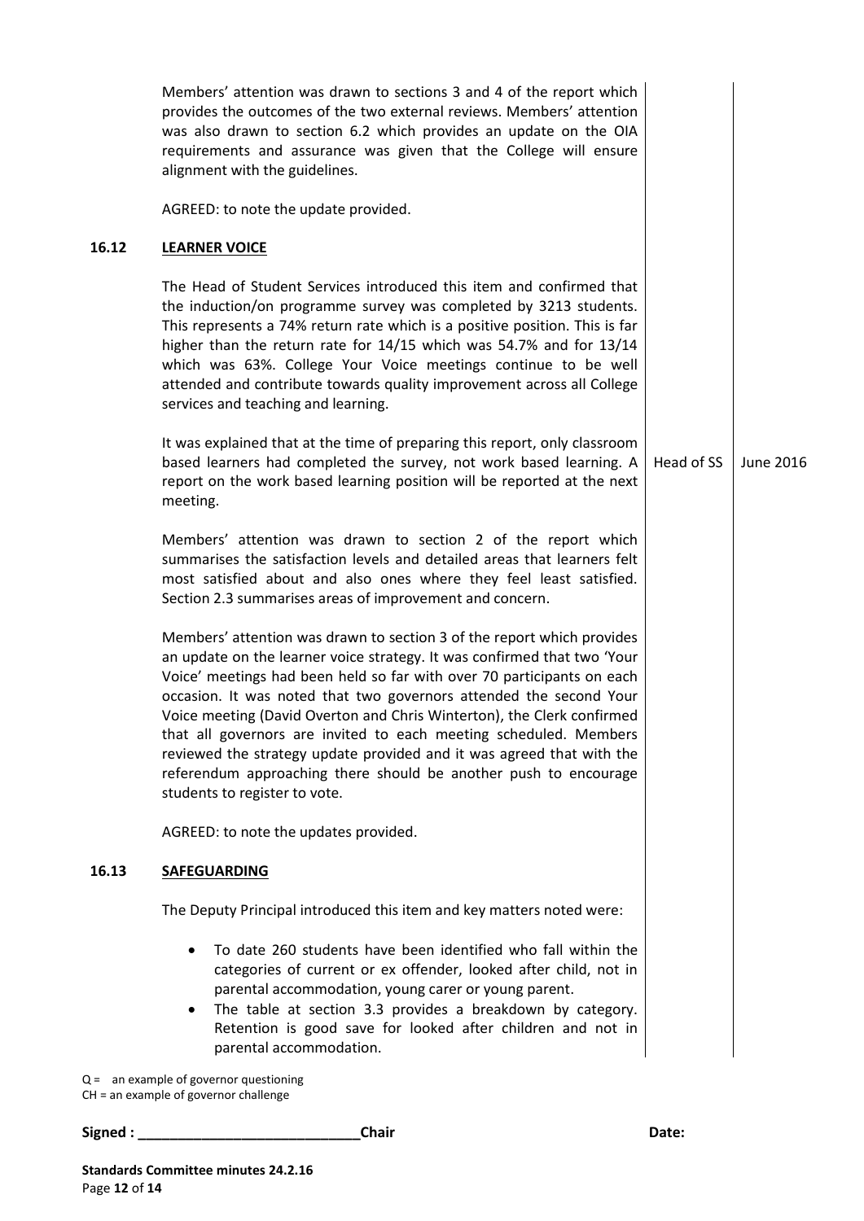Members' attention was drawn to sections 3 and 4 of the report which provides the outcomes of the two external reviews. Members' attention was also drawn to section 6.2 which provides an update on the OIA requirements and assurance was given that the College will ensure alignment with the guidelines.

AGREED: to note the update provided.

**16.12 LEARNER VOICE**

The Head of Student Services introduced this item and confirmed that the induction/on programme survey was completed by 3213 students. This represents a 74% return rate which is a positive position. This is far higher than the return rate for 14/15 which was 54.7% and for 13/14 which was 63%. College Your Voice meetings continue to be well attended and contribute towards quality improvement across all College services and teaching and learning.

It was explained that at the time of preparing this report, only classroom based learners had completed the survey, not work based learning. A report on the work based learning position will be reported at the next meeting. — Head of SS — June 2016

Members' attention was drawn to section 2 of the report which summarises the satisfaction levels and detailed areas that learners felt most satisfied about and also ones where they feel least satisfied. Section 2.3 summarises areas of improvement and concern.

Members' attention was drawn to section 3 of the report which provides an update on the learner voice strategy. It was confirmed that two 'Your Voice' meetings had been held so far with over 70 participants on each occasion. It was noted that two governors attended the second Your Voice meeting (David Overton and Chris Winterton), the Clerk confirmed that all governors are invited to each meeting scheduled. Members reviewed the strategy update provided and it was agreed that with the referendum approaching there should be another push to encourage students to register to vote.

AGREED: to note the updates provided.

**16.13 SAFEGUARDING**

The Deputy Principal introduced this item and key matters noted were:

- To date 260 students have been identified who fall within the categories of current or ex offender, looked after child, not in parental accommodation, young carer or young parent.
- The table at section 3.3 provides a breakdown by category. Retention is good save for looked after children and not in parental accommodation.

Q = an example of governor questioning
CH = an example of governor challenge

**Signed : \_\_\_\_\_\_\_\_\_\_\_\_\_\_\_\_\_\_\_\_\_\_\_\_\_\_\_\_Chair** **Date:**

**Standards Committee minutes 24.2.16**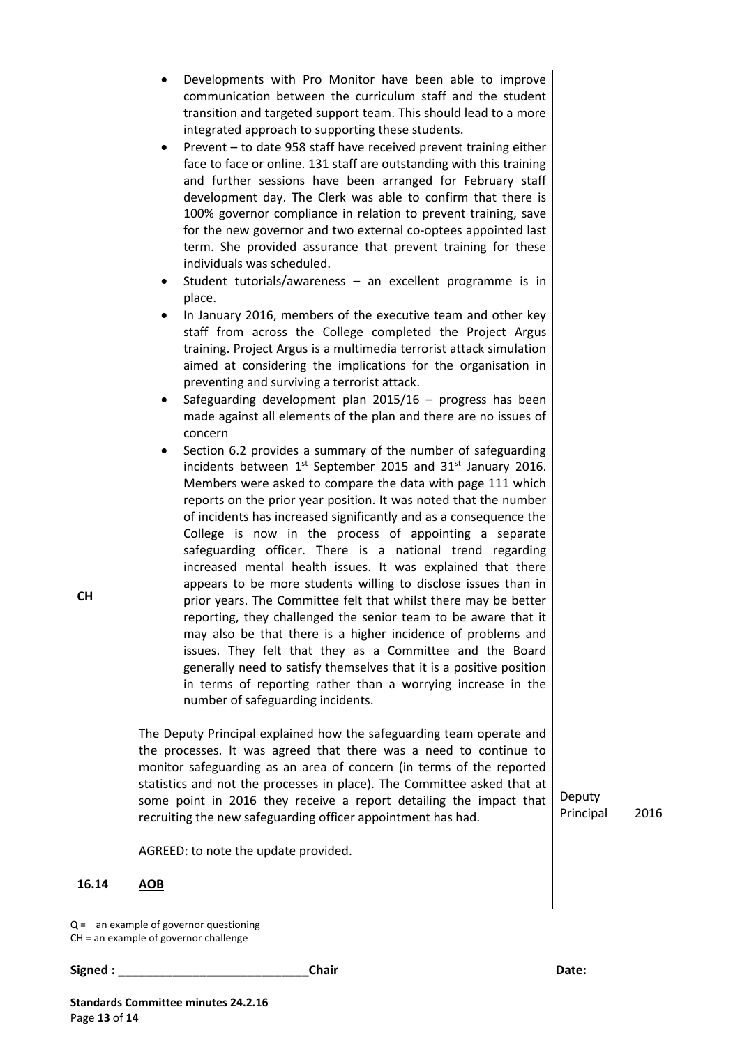- Developments with Pro Monitor have been able to improve communication between the curriculum staff and the student transition and targeted support team. This should lead to a more integrated approach to supporting these students.
- Prevent – to date 958 staff have received prevent training either face to face or online. 131 staff are outstanding with this training and further sessions have been arranged for February staff development day. The Clerk was able to confirm that there is 100% governor compliance in relation to prevent training, save for the new governor and two external co-optees appointed last term. She provided assurance that prevent training for these individuals was scheduled.
- Student tutorials/awareness – an excellent programme is in place.
- In January 2016, members of the executive team and other key staff from across the College completed the Project Argus training. Project Argus is a multimedia terrorist attack simulation aimed at considering the implications for the organisation in preventing and surviving a terrorist attack.
- Safeguarding development plan 2015/16 – progress has been made against all elements of the plan and there are no issues of concern
- **CH** Section 6.2 provides a summary of the number of safeguarding incidents between 1st September 2015 and 31st January 2016. Members were asked to compare the data with page 111 which reports on the prior year position. It was noted that the number of incidents has increased significantly and as a consequence the College is now in the process of appointing a separate safeguarding officer. There is a national trend regarding increased mental health issues. It was explained that there appears to be more students willing to disclose issues than in prior years. The Committee felt that whilst there may be better reporting, they challenged the senior team to be aware that it may also be that there is a higher incidence of problems and issues. They felt that they as a Committee and the Board generally need to satisfy themselves that it is a positive position in terms of reporting rather than a worrying increase in the number of safeguarding incidents.

The Deputy Principal explained how the safeguarding team operate and the processes. It was agreed that there was a need to continue to monitor safeguarding as an area of concern (in terms of the reported statistics and not the processes in place). The Committee asked that at some point in 2016 they receive a report detailing the impact that recruiting the new safeguarding officer appointment has had. — Deputy Principal — 2016

AGREED: to note the update provided.

**16.14 AOB**

Q = an example of governor questioning
CH = an example of governor challenge

**Signed : ____________________________Chair** **Date:**

**Standards Committee minutes 24.2.16**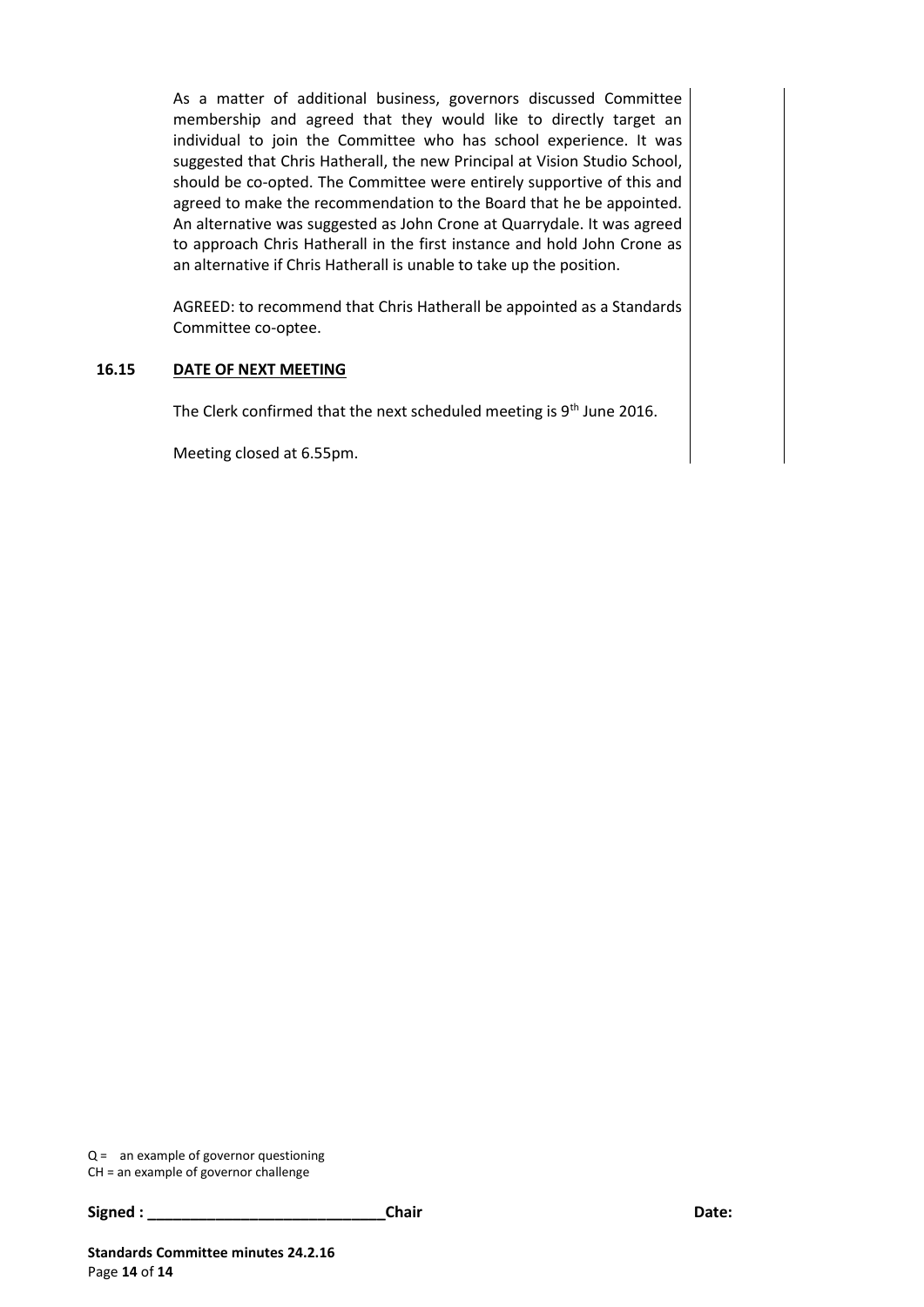As a matter of additional business, governors discussed Committee membership and agreed that they would like to directly target an individual to join the Committee who has school experience. It was suggested that Chris Hatherall, the new Principal at Vision Studio School, should be co-opted. The Committee were entirely supportive of this and agreed to make the recommendation to the Board that he be appointed. An alternative was suggested as John Crone at Quarrydale. It was agreed to approach Chris Hatherall in the first instance and hold John Crone as an alternative if Chris Hatherall is unable to take up the position.

AGREED: to recommend that Chris Hatherall be appointed as a Standards Committee co-optee.

**16.15 DATE OF NEXT MEETING**

The Clerk confirmed that the next scheduled meeting is 9th June 2016.

Meeting closed at 6.55pm.

Q = an example of governor questioning
CH = an example of governor challenge

**Signed : \_\_\_\_\_\_\_\_\_\_\_\_\_\_\_\_\_\_\_\_\_\_\_\_\_\_\_\_Chair** **Date:**

**Standards Committee minutes 24.2.16**